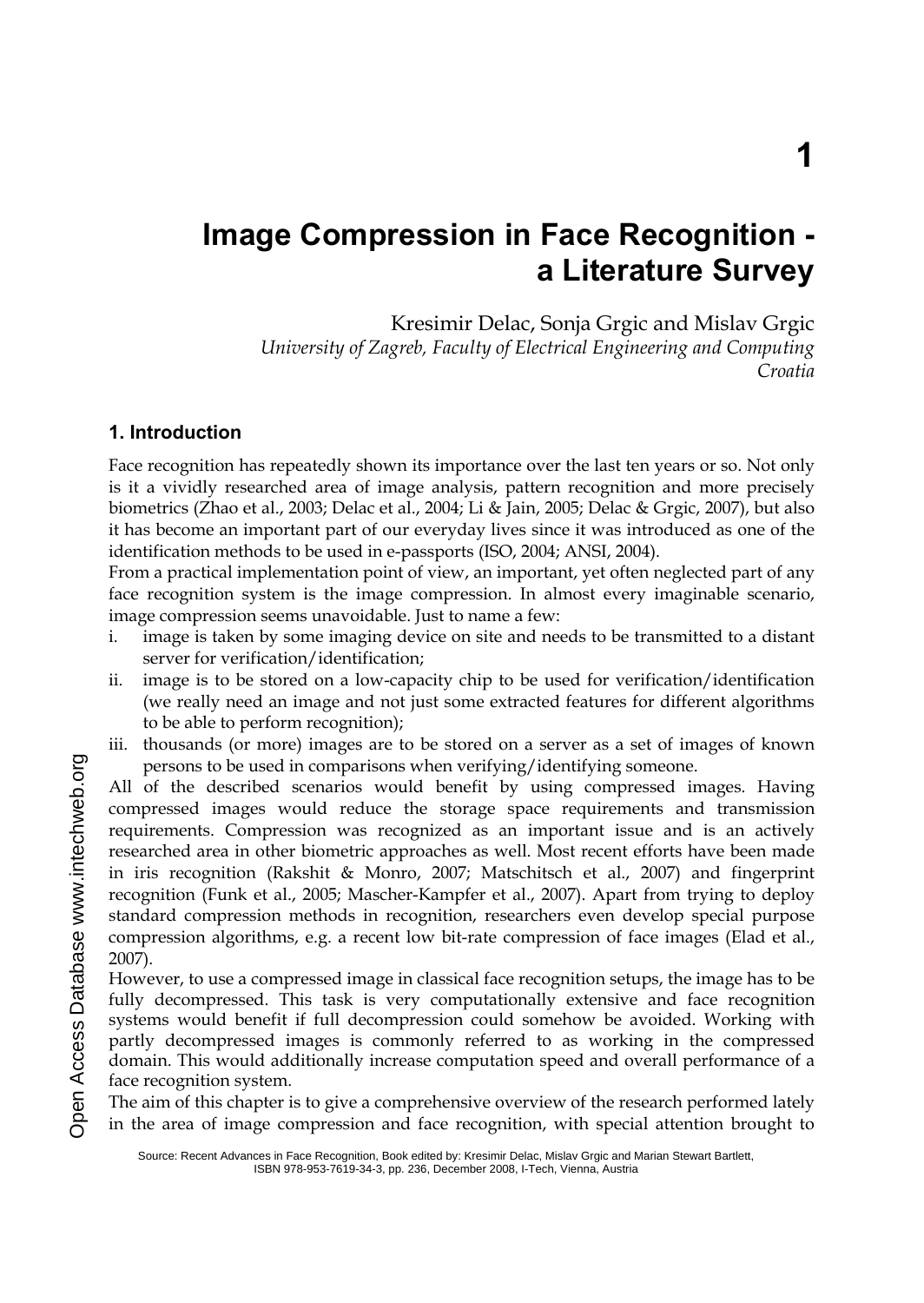# Image Compression in Face Recognition - a Literature Survey

Kresimir Delac, Sonja Grgic and Mislav Grgic

*University of Zagreb, Faculty of Electrical Engineering and Computing*
*Croatia*

## 1. Introduction

Face recognition has repeatedly shown its importance over the last ten years or so. Not only is it a vividly researched area of image analysis, pattern recognition and more precisely biometrics (Zhao et al., 2003; Delac et al., 2004; Li & Jain, 2005; Delac & Grgic, 2007), but also it has become an important part of our everyday lives since it was introduced as one of the identification methods to be used in e-passports (ISO, 2004; ANSI, 2004).

From a practical implementation point of view, an important, yet often neglected part of any face recognition system is the image compression. In almost every imaginable scenario, image compression seems unavoidable. Just to name a few:

i. image is taken by some imaging device on site and needs to be transmitted to a distant server for verification/identification;
ii. image is to be stored on a low-capacity chip to be used for verification/identification (we really need an image and not just some extracted features for different algorithms to be able to perform recognition);
iii. thousands (or more) images are to be stored on a server as a set of images of known persons to be used in comparisons when verifying/identifying someone.

All of the described scenarios would benefit by using compressed images. Having compressed images would reduce the storage space requirements and transmission requirements. Compression was recognized as an important issue and is an actively researched area in other biometric approaches as well. Most recent efforts have been made in iris recognition (Rakshit & Monro, 2007; Matschitsch et al., 2007) and fingerprint recognition (Funk et al., 2005; Mascher-Kampfer et al., 2007). Apart from trying to deploy standard compression methods in recognition, researchers even develop special purpose compression algorithms, e.g. a recent low bit-rate compression of face images (Elad et al., 2007).

However, to use a compressed image in classical face recognition setups, the image has to be fully decompressed. This task is very computationally extensive and face recognition systems would benefit if full decompression could somehow be avoided. Working with partly decompressed images is commonly referred to as working in the compressed domain. This would additionally increase computation speed and overall performance of a face recognition system.

The aim of this chapter is to give a comprehensive overview of the research performed lately in the area of image compression and face recognition, with special attention brought to

Source: Recent Advances in Face Recognition, Book edited by: Kresimir Delac, Mislav Grgic and Marian Stewart Bartlett, ISBN 978-953-7619-34-3, pp. 236, December 2008, I-Tech, Vienna, Austria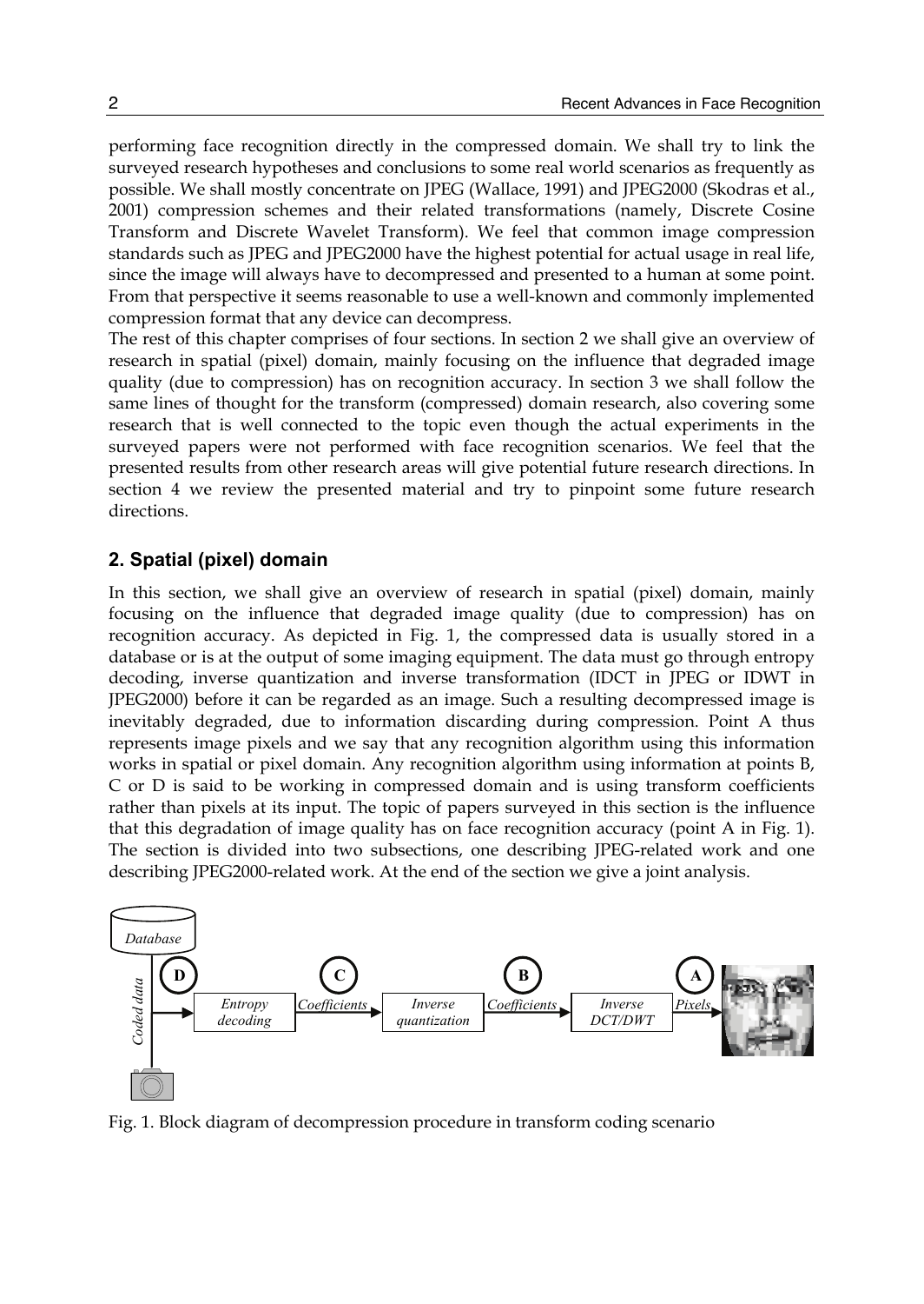performing face recognition directly in the compressed domain. We shall try to link the surveyed research hypotheses and conclusions to some real world scenarios as frequently as possible. We shall mostly concentrate on JPEG (Wallace, 1991) and JPEG2000 (Skodras et al., 2001) compression schemes and their related transformations (namely, Discrete Cosine Transform and Discrete Wavelet Transform). We feel that common image compression standards such as JPEG and JPEG2000 have the highest potential for actual usage in real life, since the image will always have to decompressed and presented to a human at some point. From that perspective it seems reasonable to use a well-known and commonly implemented compression format that any device can decompress.

The rest of this chapter comprises of four sections. In section 2 we shall give an overview of research in spatial (pixel) domain, mainly focusing on the influence that degraded image quality (due to compression) has on recognition accuracy. In section 3 we shall follow the same lines of thought for the transform (compressed) domain research, also covering some research that is well connected to the topic even though the actual experiments in the surveyed papers were not performed with face recognition scenarios. We feel that the presented results from other research areas will give potential future research directions. In section 4 we review the presented material and try to pinpoint some future research directions.

## 2. Spatial (pixel) domain

In this section, we shall give an overview of research in spatial (pixel) domain, mainly focusing on the influence that degraded image quality (due to compression) has on recognition accuracy. As depicted in Fig. 1, the compressed data is usually stored in a database or is at the output of some imaging equipment. The data must go through entropy decoding, inverse quantization and inverse transformation (IDCT in JPEG or IDWT in JPEG2000) before it can be regarded as an image. Such a resulting decompressed image is inevitably degraded, due to information discarding during compression. Point A thus represents image pixels and we say that any recognition algorithm using this information works in spatial or pixel domain. Any recognition algorithm using information at points B, C or D is said to be working in compressed domain and is using transform coefficients rather than pixels at its input. The topic of papers surveyed in this section is the influence that this degradation of image quality has on face recognition accuracy (point A in Fig. 1). The section is divided into two subsections, one describing JPEG-related work and one describing JPEG2000-related work. At the end of the section we give a joint analysis.

Fig. 1. Block diagram of decompression procedure in transform coding scenario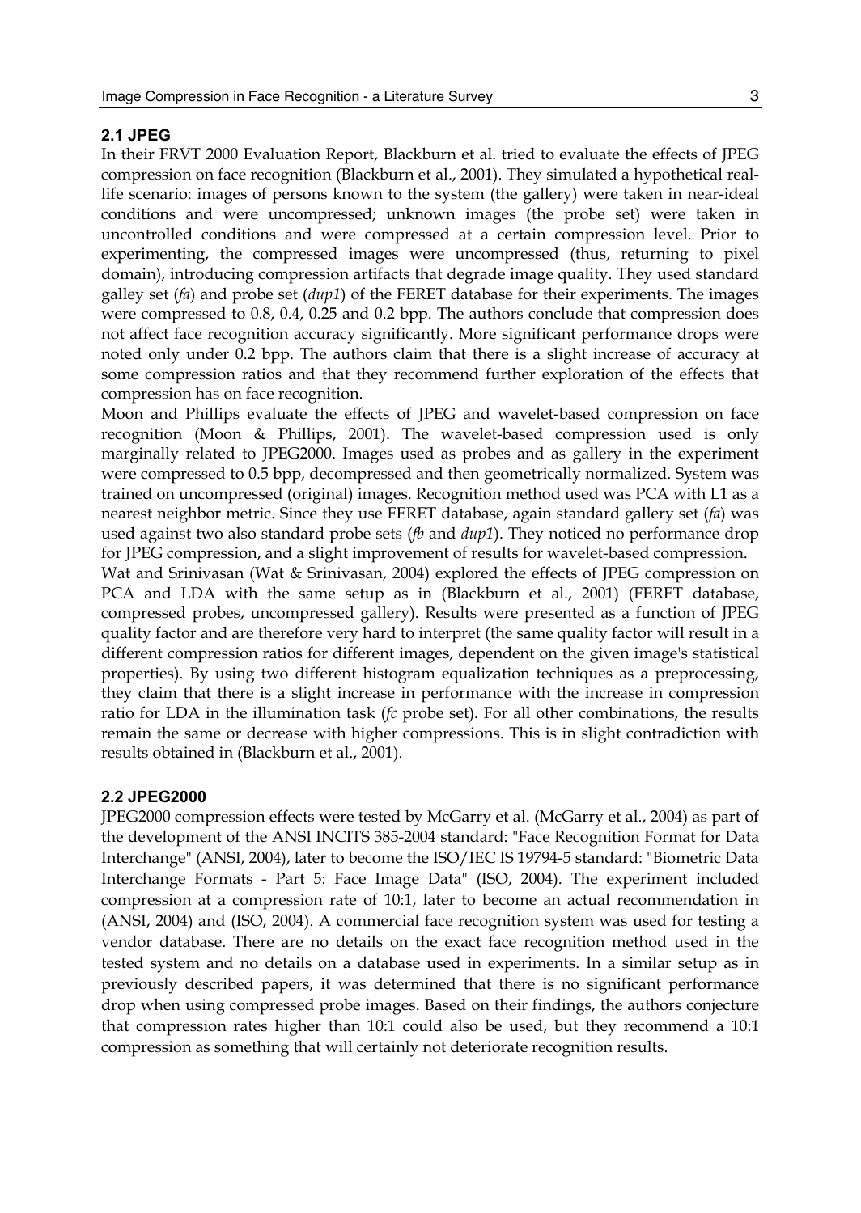## 2.1 JPEG

In their FRVT 2000 Evaluation Report, Blackburn et al. tried to evaluate the effects of JPEG compression on face recognition (Blackburn et al., 2001). They simulated a hypothetical real-life scenario: images of persons known to the system (the gallery) were taken in near-ideal conditions and were uncompressed; unknown images (the probe set) were taken in uncontrolled conditions and were compressed at a certain compression level. Prior to experimenting, the compressed images were uncompressed (thus, returning to pixel domain), introducing compression artifacts that degrade image quality. They used standard galley set (*fa*) and probe set (*dup1*) of the FERET database for their experiments. The images were compressed to 0.8, 0.4, 0.25 and 0.2 bpp. The authors conclude that compression does not affect face recognition accuracy significantly. More significant performance drops were noted only under 0.2 bpp. The authors claim that there is a slight increase of accuracy at some compression ratios and that they recommend further exploration of the effects that compression has on face recognition.

Moon and Phillips evaluate the effects of JPEG and wavelet-based compression on face recognition (Moon & Phillips, 2001). The wavelet-based compression used is only marginally related to JPEG2000. Images used as probes and as gallery in the experiment were compressed to 0.5 bpp, decompressed and then geometrically normalized. System was trained on uncompressed (original) images. Recognition method used was PCA with L1 as a nearest neighbor metric. Since they use FERET database, again standard gallery set (*fa*) was used against two also standard probe sets (*fb* and *dup1*). They noticed no performance drop for JPEG compression, and a slight improvement of results for wavelet-based compression.

Wat and Srinivasan (Wat & Srinivasan, 2004) explored the effects of JPEG compression on PCA and LDA with the same setup as in (Blackburn et al., 2001) (FERET database, compressed probes, uncompressed gallery). Results were presented as a function of JPEG quality factor and are therefore very hard to interpret (the same quality factor will result in a different compression ratios for different images, dependent on the given image's statistical properties). By using two different histogram equalization techniques as a preprocessing, they claim that there is a slight increase in performance with the increase in compression ratio for LDA in the illumination task (*fc* probe set). For all other combinations, the results remain the same or decrease with higher compressions. This is in slight contradiction with results obtained in (Blackburn et al., 2001).

## 2.2 JPEG2000

JPEG2000 compression effects were tested by McGarry et al. (McGarry et al., 2004) as part of the development of the ANSI INCITS 385-2004 standard: "Face Recognition Format for Data Interchange" (ANSI, 2004), later to become the ISO/IEC IS 19794-5 standard: "Biometric Data Interchange Formats - Part 5: Face Image Data" (ISO, 2004). The experiment included compression at a compression rate of 10:1, later to become an actual recommendation in (ANSI, 2004) and (ISO, 2004). A commercial face recognition system was used for testing a vendor database. There are no details on the exact face recognition method used in the tested system and no details on a database used in experiments. In a similar setup as in previously described papers, it was determined that there is no significant performance drop when using compressed probe images. Based on their findings, the authors conjecture that compression rates higher than 10:1 could also be used, but they recommend a 10:1 compression as something that will certainly not deteriorate recognition results.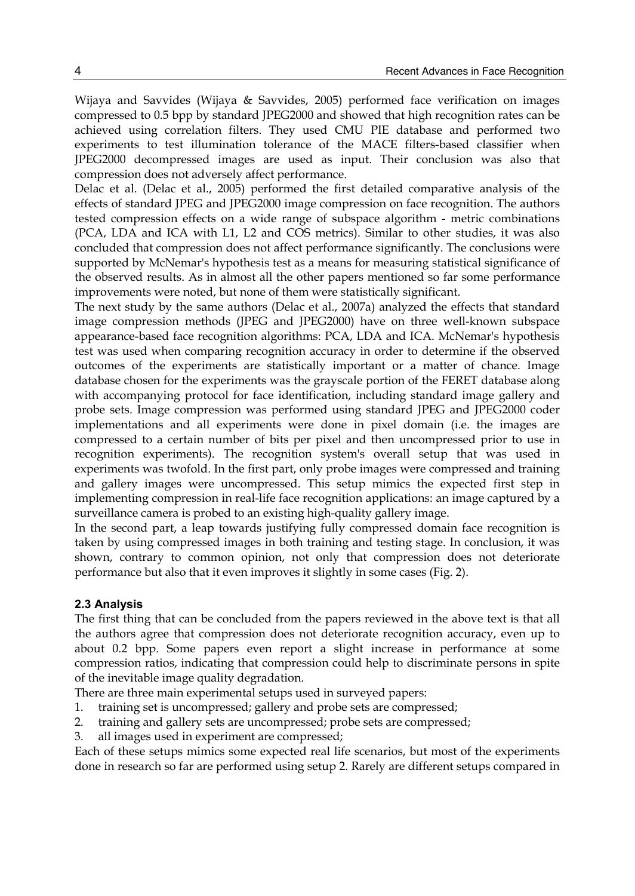Wijaya and Savvides (Wijaya & Savvides, 2005) performed face verification on images compressed to 0.5 bpp by standard JPEG2000 and showed that high recognition rates can be achieved using correlation filters. They used CMU PIE database and performed two experiments to test illumination tolerance of the MACE filters-based classifier when JPEG2000 decompressed images are used as input. Their conclusion was also that compression does not adversely affect performance.

Delac et al. (Delac et al., 2005) performed the first detailed comparative analysis of the effects of standard JPEG and JPEG2000 image compression on face recognition. The authors tested compression effects on a wide range of subspace algorithm - metric combinations (PCA, LDA and ICA with L1, L2 and COS metrics). Similar to other studies, it was also concluded that compression does not affect performance significantly. The conclusions were supported by McNemar's hypothesis test as a means for measuring statistical significance of the observed results. As in almost all the other papers mentioned so far some performance improvements were noted, but none of them were statistically significant.

The next study by the same authors (Delac et al., 2007a) analyzed the effects that standard image compression methods (JPEG and JPEG2000) have on three well-known subspace appearance-based face recognition algorithms: PCA, LDA and ICA. McNemar's hypothesis test was used when comparing recognition accuracy in order to determine if the observed outcomes of the experiments are statistically important or a matter of chance. Image database chosen for the experiments was the grayscale portion of the FERET database along with accompanying protocol for face identification, including standard image gallery and probe sets. Image compression was performed using standard JPEG and JPEG2000 coder implementations and all experiments were done in pixel domain (i.e. the images are compressed to a certain number of bits per pixel and then uncompressed prior to use in recognition experiments). The recognition system's overall setup that was used in experiments was twofold. In the first part, only probe images were compressed and training and gallery images were uncompressed. This setup mimics the expected first step in implementing compression in real-life face recognition applications: an image captured by a surveillance camera is probed to an existing high-quality gallery image.

In the second part, a leap towards justifying fully compressed domain face recognition is taken by using compressed images in both training and testing stage. In conclusion, it was shown, contrary to common opinion, not only that compression does not deteriorate performance but also that it even improves it slightly in some cases (Fig. 2).

### 2.3 Analysis

The first thing that can be concluded from the papers reviewed in the above text is that all the authors agree that compression does not deteriorate recognition accuracy, even up to about 0.2 bpp. Some papers even report a slight increase in performance at some compression ratios, indicating that compression could help to discriminate persons in spite of the inevitable image quality degradation.

There are three main experimental setups used in surveyed papers:

1. training set is uncompressed; gallery and probe sets are compressed;
2. training and gallery sets are uncompressed; probe sets are compressed;
3. all images used in experiment are compressed;

Each of these setups mimics some expected real life scenarios, but most of the experiments done in research so far are performed using setup 2. Rarely are different setups compared in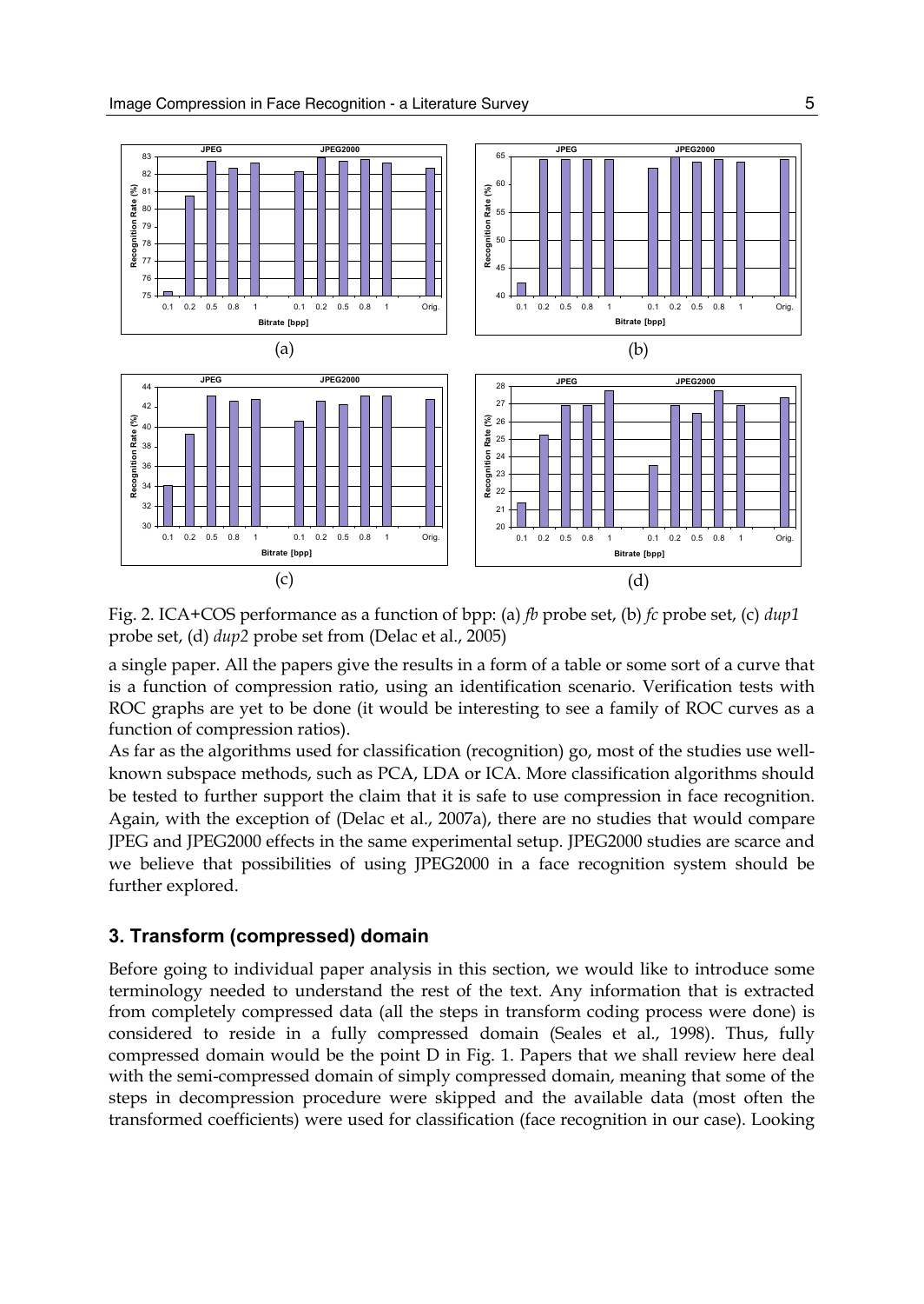Fig. 2. ICA+COS performance as a function of bpp: (a) *fb* probe set, (b) *fc* probe set, (c) *dup1* probe set, (d) *dup2* probe set from (Delac et al., 2005)

a single paper. All the papers give the results in a form of a table or some sort of a curve that is a function of compression ratio, using an identification scenario. Verification tests with ROC graphs are yet to be done (it would be interesting to see a family of ROC curves as a function of compression ratios).

As far as the algorithms used for classification (recognition) go, most of the studies use well-known subspace methods, such as PCA, LDA or ICA. More classification algorithms should be tested to further support the claim that it is safe to use compression in face recognition. Again, with the exception of (Delac et al., 2007a), there are no studies that would compare JPEG and JPEG2000 effects in the same experimental setup. JPEG2000 studies are scarce and we believe that possibilities of using JPEG2000 in a face recognition system should be further explored.

## 3. Transform (compressed) domain

Before going to individual paper analysis in this section, we would like to introduce some terminology needed to understand the rest of the text. Any information that is extracted from completely compressed data (all the steps in transform coding process were done) is considered to reside in a fully compressed domain (Seales et al., 1998). Thus, fully compressed domain would be the point D in Fig. 1. Papers that we shall review here deal with the semi-compressed domain of simply compressed domain, meaning that some of the steps in decompression procedure were skipped and the available data (most often the transformed coefficients) were used for classification (face recognition in our case). Looking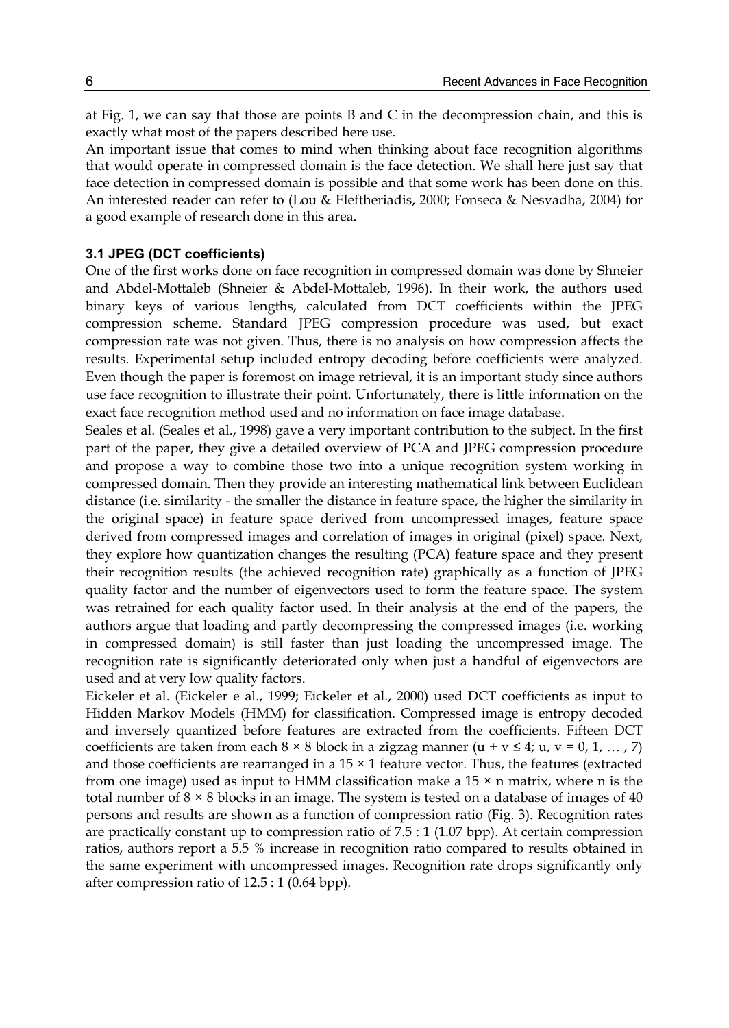at Fig. 1, we can say that those are points B and C in the decompression chain, and this is exactly what most of the papers described here use.

An important issue that comes to mind when thinking about face recognition algorithms that would operate in compressed domain is the face detection. We shall here just say that face detection in compressed domain is possible and that some work has been done on this. An interested reader can refer to (Lou & Eleftheriadis, 2000; Fonseca & Nesvadha, 2004) for a good example of research done in this area.

### 3.1 JPEG (DCT coefficients)

One of the first works done on face recognition in compressed domain was done by Shneier and Abdel-Mottaleb (Shneier & Abdel-Mottaleb, 1996). In their work, the authors used binary keys of various lengths, calculated from DCT coefficients within the JPEG compression scheme. Standard JPEG compression procedure was used, but exact compression rate was not given. Thus, there is no analysis on how compression affects the results. Experimental setup included entropy decoding before coefficients were analyzed. Even though the paper is foremost on image retrieval, it is an important study since authors use face recognition to illustrate their point. Unfortunately, there is little information on the exact face recognition method used and no information on face image database.

Seales et al. (Seales et al., 1998) gave a very important contribution to the subject. In the first part of the paper, they give a detailed overview of PCA and JPEG compression procedure and propose a way to combine those two into a unique recognition system working in compressed domain. Then they provide an interesting mathematical link between Euclidean distance (i.e. similarity - the smaller the distance in feature space, the higher the similarity in the original space) in feature space derived from uncompressed images, feature space derived from compressed images and correlation of images in original (pixel) space. Next, they explore how quantization changes the resulting (PCA) feature space and they present their recognition results (the achieved recognition rate) graphically as a function of JPEG quality factor and the number of eigenvectors used to form the feature space. The system was retrained for each quality factor used. In their analysis at the end of the papers, the authors argue that loading and partly decompressing the compressed images (i.e. working in compressed domain) is still faster than just loading the uncompressed image. The recognition rate is significantly deteriorated only when just a handful of eigenvectors are used and at very low quality factors.

Eickeler et al. (Eickeler e al., 1999; Eickeler et al., 2000) used DCT coefficients as input to Hidden Markov Models (HMM) for classification. Compressed image is entropy decoded and inversely quantized before features are extracted from the coefficients. Fifteen DCT coefficients are taken from each $8 \times 8$ block in a zigzag manner ($u + v \leq 4$; $u, v = 0, 1, \ldots, 7$) and those coefficients are rearranged in a $15 \times 1$ feature vector. Thus, the features (extracted from one image) used as input to HMM classification make a $15 \times n$ matrix, where n is the total number of $8 \times 8$ blocks in an image. The system is tested on a database of images of 40 persons and results are shown as a function of compression ratio (Fig. 3). Recognition rates are practically constant up to compression ratio of 7.5 : 1 (1.07 bpp). At certain compression ratios, authors report a 5.5 % increase in recognition ratio compared to results obtained in the same experiment with uncompressed images. Recognition rate drops significantly only after compression ratio of 12.5 : 1 (0.64 bpp).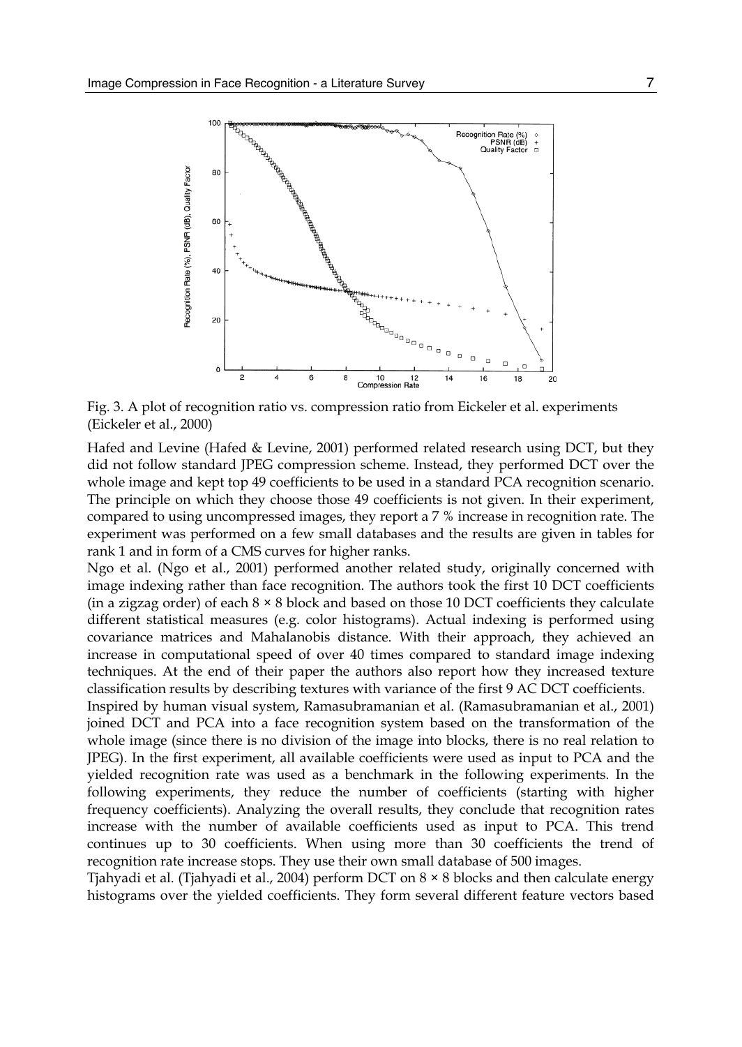Fig. 3. A plot of recognition ratio vs. compression ratio from Eickeler et al. experiments (Eickeler et al., 2000)

Hafed and Levine (Hafed & Levine, 2001) performed related research using DCT, but they did not follow standard JPEG compression scheme. Instead, they performed DCT over the whole image and kept top 49 coefficients to be used in a standard PCA recognition scenario. The principle on which they choose those 49 coefficients is not given. In their experiment, compared to using uncompressed images, they report a 7 % increase in recognition rate. The experiment was performed on a few small databases and the results are given in tables for rank 1 and in form of a CMS curves for higher ranks.

Ngo et al. (Ngo et al., 2001) performed another related study, originally concerned with image indexing rather than face recognition. The authors took the first 10 DCT coefficients (in a zigzag order) of each 8 × 8 block and based on those 10 DCT coefficients they calculate different statistical measures (e.g. color histograms). Actual indexing is performed using covariance matrices and Mahalanobis distance. With their approach, they achieved an increase in computational speed of over 40 times compared to standard image indexing techniques. At the end of their paper the authors also report how they increased texture classification results by describing textures with variance of the first 9 AC DCT coefficients.

Inspired by human visual system, Ramasubramanian et al. (Ramasubramanian et al., 2001) joined DCT and PCA into a face recognition system based on the transformation of the whole image (since there is no division of the image into blocks, there is no real relation to JPEG). In the first experiment, all available coefficients were used as input to PCA and the yielded recognition rate was used as a benchmark in the following experiments. In the following experiments, they reduce the number of coefficients (starting with higher frequency coefficients). Analyzing the overall results, they conclude that recognition rates increase with the number of available coefficients used as input to PCA. This trend continues up to 30 coefficients. When using more than 30 coefficients the trend of recognition rate increase stops. They use their own small database of 500 images.

Tjahyadi et al. (Tjahyadi et al., 2004) perform DCT on 8 × 8 blocks and then calculate energy histograms over the yielded coefficients. They form several different feature vectors based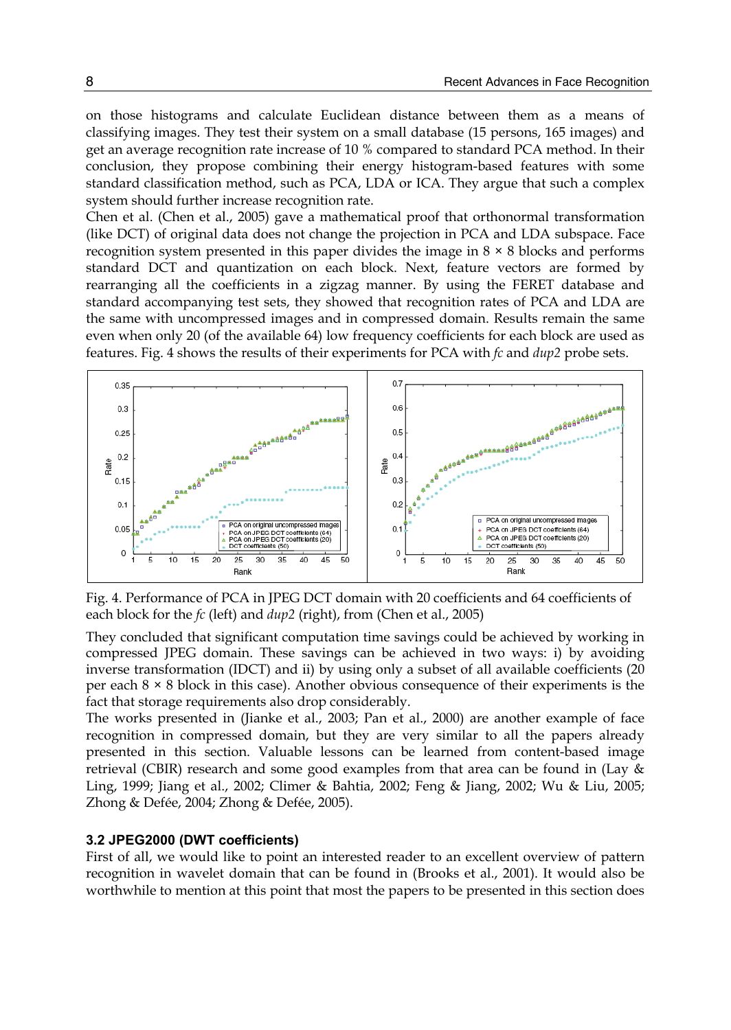on those histograms and calculate Euclidean distance between them as a means of classifying images. They test their system on a small database (15 persons, 165 images) and get an average recognition rate increase of 10 % compared to standard PCA method. In their conclusion, they propose combining their energy histogram-based features with some standard classification method, such as PCA, LDA or ICA. They argue that such a complex system should further increase recognition rate.

Chen et al. (Chen et al., 2005) gave a mathematical proof that orthonormal transformation (like DCT) of original data does not change the projection in PCA and LDA subspace. Face recognition system presented in this paper divides the image in 8 × 8 blocks and performs standard DCT and quantization on each block. Next, feature vectors are formed by rearranging all the coefficients in a zigzag manner. By using the FERET database and standard accompanying test sets, they showed that recognition rates of PCA and LDA are the same with uncompressed images and in compressed domain. Results remain the same even when only 20 (of the available 64) low frequency coefficients for each block are used as features. Fig. 4 shows the results of their experiments for PCA with *fc* and *dup2* probe sets.

Fig. 4. Performance of PCA in JPEG DCT domain with 20 coefficients and 64 coefficients of each block for the *fc* (left) and *dup2* (right), from (Chen et al., 2005)

They concluded that significant computation time savings could be achieved by working in compressed JPEG domain. These savings can be achieved in two ways: i) by avoiding inverse transformation (IDCT) and ii) by using only a subset of all available coefficients (20 per each 8 × 8 block in this case). Another obvious consequence of their experiments is the fact that storage requirements also drop considerably.

The works presented in (Jianke et al., 2003; Pan et al., 2000) are another example of face recognition in compressed domain, but they are very similar to all the papers already presented in this section. Valuable lessons can be learned from content-based image retrieval (CBIR) research and some good examples from that area can be found in (Lay & Ling, 1999; Jiang et al., 2002; Climer & Bahtia, 2002; Feng & Jiang, 2002; Wu & Liu, 2005; Zhong & Defée, 2004; Zhong & Defée, 2005).

### 3.2 JPEG2000 (DWT coefficients)

First of all, we would like to point an interested reader to an excellent overview of pattern recognition in wavelet domain that can be found in (Brooks et al., 2001). It would also be worthwhile to mention at this point that most the papers to be presented in this section does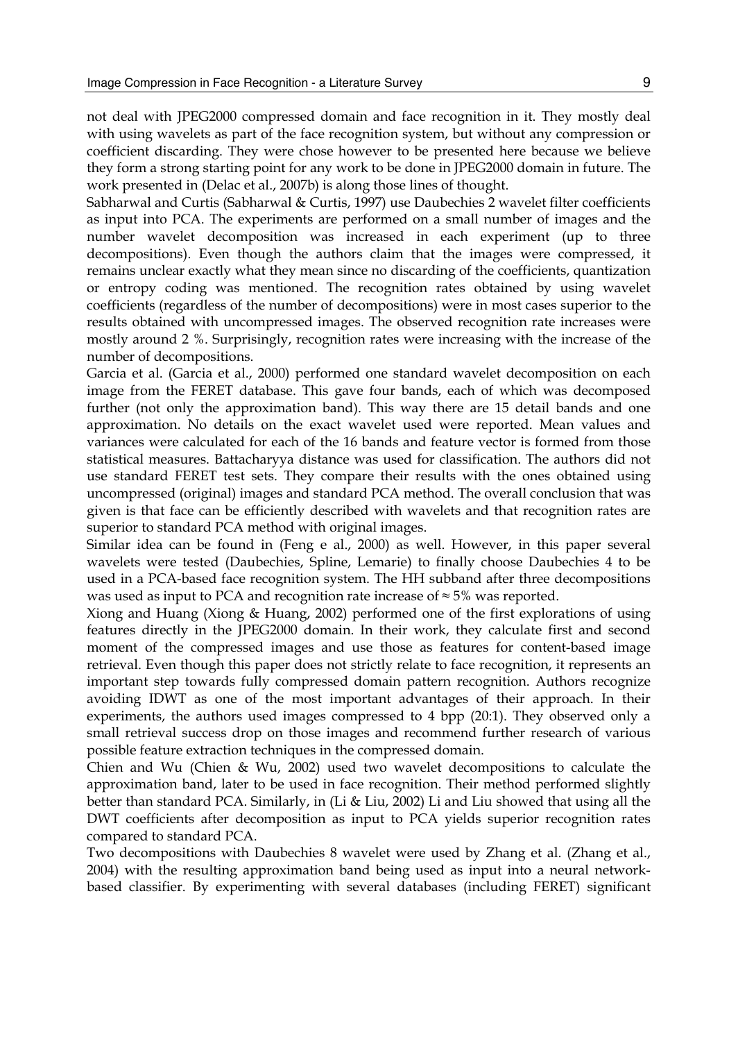not deal with JPEG2000 compressed domain and face recognition in it. They mostly deal with using wavelets as part of the face recognition system, but without any compression or coefficient discarding. They were chose however to be presented here because we believe they form a strong starting point for any work to be done in JPEG2000 domain in future. The work presented in (Delac et al., 2007b) is along those lines of thought.

Sabharwal and Curtis (Sabharwal & Curtis, 1997) use Daubechies 2 wavelet filter coefficients as input into PCA. The experiments are performed on a small number of images and the number wavelet decomposition was increased in each experiment (up to three decompositions). Even though the authors claim that the images were compressed, it remains unclear exactly what they mean since no discarding of the coefficients, quantization or entropy coding was mentioned. The recognition rates obtained by using wavelet coefficients (regardless of the number of decompositions) were in most cases superior to the results obtained with uncompressed images. The observed recognition rate increases were mostly around 2 %. Surprisingly, recognition rates were increasing with the increase of the number of decompositions.

Garcia et al. (Garcia et al., 2000) performed one standard wavelet decomposition on each image from the FERET database. This gave four bands, each of which was decomposed further (not only the approximation band). This way there are 15 detail bands and one approximation. No details on the exact wavelet used were reported. Mean values and variances were calculated for each of the 16 bands and feature vector is formed from those statistical measures. Battacharyya distance was used for classification. The authors did not use standard FERET test sets. They compare their results with the ones obtained using uncompressed (original) images and standard PCA method. The overall conclusion that was given is that face can be efficiently described with wavelets and that recognition rates are superior to standard PCA method with original images.

Similar idea can be found in (Feng e al., 2000) as well. However, in this paper several wavelets were tested (Daubechies, Spline, Lemarie) to finally choose Daubechies 4 to be used in a PCA-based face recognition system. The HH subband after three decompositions was used as input to PCA and recognition rate increase of ≈ 5% was reported.

Xiong and Huang (Xiong & Huang, 2002) performed one of the first explorations of using features directly in the JPEG2000 domain. In their work, they calculate first and second moment of the compressed images and use those as features for content-based image retrieval. Even though this paper does not strictly relate to face recognition, it represents an important step towards fully compressed domain pattern recognition. Authors recognize avoiding IDWT as one of the most important advantages of their approach. In their experiments, the authors used images compressed to 4 bpp (20:1). They observed only a small retrieval success drop on those images and recommend further research of various possible feature extraction techniques in the compressed domain.

Chien and Wu (Chien & Wu, 2002) used two wavelet decompositions to calculate the approximation band, later to be used in face recognition. Their method performed slightly better than standard PCA. Similarly, in (Li & Liu, 2002) Li and Liu showed that using all the DWT coefficients after decomposition as input to PCA yields superior recognition rates compared to standard PCA.

Two decompositions with Daubechies 8 wavelet were used by Zhang et al. (Zhang et al., 2004) with the resulting approximation band being used as input into a neural network-based classifier. By experimenting with several databases (including FERET) significant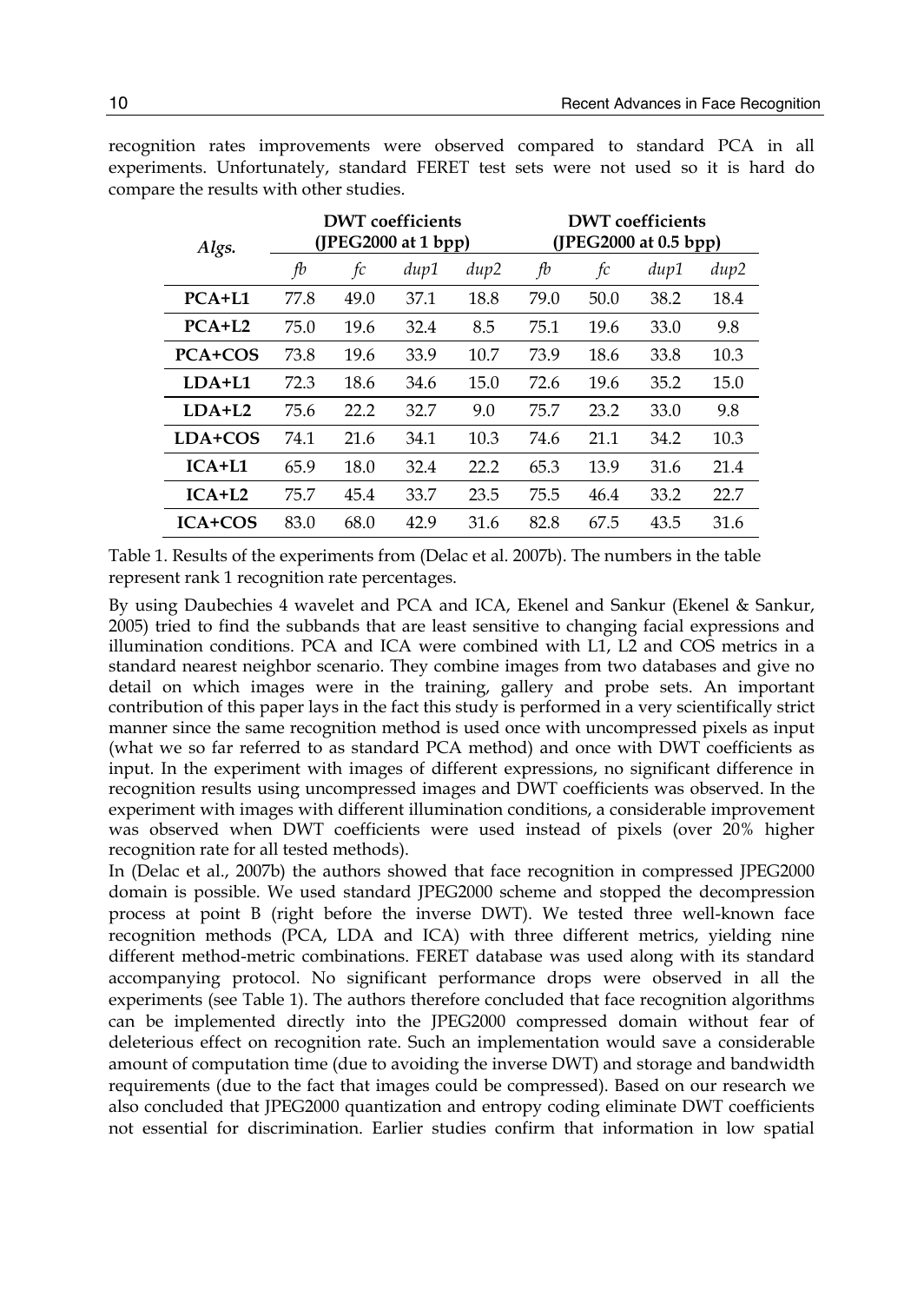recognition rates improvements were observed compared to standard PCA in all experiments. Unfortunately, standard FERET test sets were not used so it is hard do compare the results with other studies.

| *Algs.* | DWT coefficients (JPEG2000 at 1 bpp) | | | | DWT coefficients (JPEG2000 at 0.5 bpp) | | | |
|---|---|---|---|---|---|---|---|---|
| | *fb* | *fc* | *dup1* | *dup2* | *fb* | *fc* | *dup1* | *dup2* |
| **PCA+L1** | 77.8 | 49.0 | 37.1 | 18.8 | 79.0 | 50.0 | 38.2 | 18.4 |
| **PCA+L2** | 75.0 | 19.6 | 32.4 | 8.5 | 75.1 | 19.6 | 33.0 | 9.8 |
| **PCA+COS** | 73.8 | 19.6 | 33.9 | 10.7 | 73.9 | 18.6 | 33.8 | 10.3 |
| **LDA+L1** | 72.3 | 18.6 | 34.6 | 15.0 | 72.6 | 19.6 | 35.2 | 15.0 |
| **LDA+L2** | 75.6 | 22.2 | 32.7 | 9.0 | 75.7 | 23.2 | 33.0 | 9.8 |
| **LDA+COS** | 74.1 | 21.6 | 34.1 | 10.3 | 74.6 | 21.1 | 34.2 | 10.3 |
| **ICA+L1** | 65.9 | 18.0 | 32.4 | 22.2 | 65.3 | 13.9 | 31.6 | 21.4 |
| **ICA+L2** | 75.7 | 45.4 | 33.7 | 23.5 | 75.5 | 46.4 | 33.2 | 22.7 |
| **ICA+COS** | 83.0 | 68.0 | 42.9 | 31.6 | 82.8 | 67.5 | 43.5 | 31.6 |

Table 1. Results of the experiments from (Delac et al. 2007b). The numbers in the table represent rank 1 recognition rate percentages.

By using Daubechies 4 wavelet and PCA and ICA, Ekenel and Sankur (Ekenel & Sankur, 2005) tried to find the subbands that are least sensitive to changing facial expressions and illumination conditions. PCA and ICA were combined with L1, L2 and COS metrics in a standard nearest neighbor scenario. They combine images from two databases and give no detail on which images were in the training, gallery and probe sets. An important contribution of this paper lays in the fact this study is performed in a very scientifically strict manner since the same recognition method is used once with uncompressed pixels as input (what we so far referred to as standard PCA method) and once with DWT coefficients as input. In the experiment with images of different expressions, no significant difference in recognition results using uncompressed images and DWT coefficients was observed. In the experiment with images with different illumination conditions, a considerable improvement was observed when DWT coefficients were used instead of pixels (over 20% higher recognition rate for all tested methods).

In (Delac et al., 2007b) the authors showed that face recognition in compressed JPEG2000 domain is possible. We used standard JPEG2000 scheme and stopped the decompression process at point B (right before the inverse DWT). We tested three well-known face recognition methods (PCA, LDA and ICA) with three different metrics, yielding nine different method-metric combinations. FERET database was used along with its standard accompanying protocol. No significant performance drops were observed in all the experiments (see Table 1). The authors therefore concluded that face recognition algorithms can be implemented directly into the JPEG2000 compressed domain without fear of deleterious effect on recognition rate. Such an implementation would save a considerable amount of computation time (due to avoiding the inverse DWT) and storage and bandwidth requirements (due to the fact that images could be compressed). Based on our research we also concluded that JPEG2000 quantization and entropy coding eliminate DWT coefficients not essential for discrimination. Earlier studies confirm that information in low spatial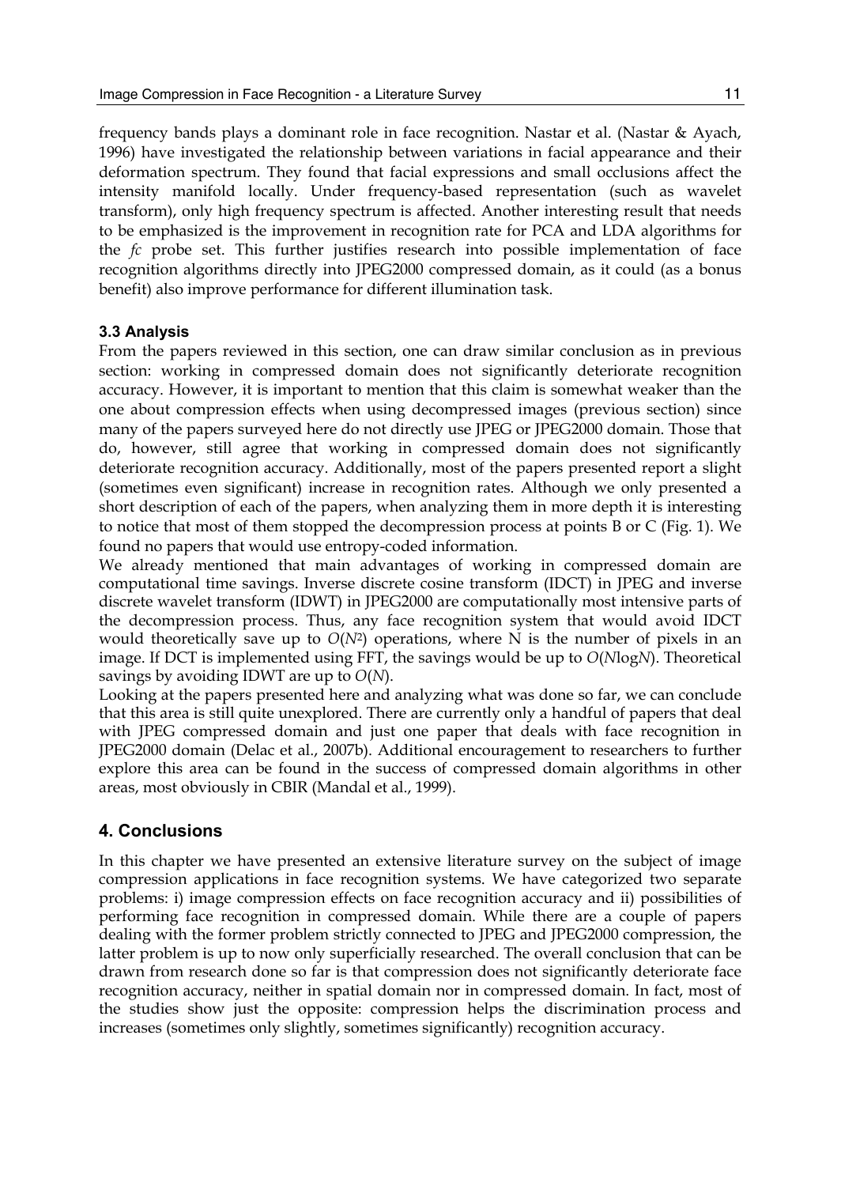frequency bands plays a dominant role in face recognition. Nastar et al. (Nastar & Ayach, 1996) have investigated the relationship between variations in facial appearance and their deformation spectrum. They found that facial expressions and small occlusions affect the intensity manifold locally. Under frequency-based representation (such as wavelet transform), only high frequency spectrum is affected. Another interesting result that needs to be emphasized is the improvement in recognition rate for PCA and LDA algorithms for the *fc* probe set. This further justifies research into possible implementation of face recognition algorithms directly into JPEG2000 compressed domain, as it could (as a bonus benefit) also improve performance for different illumination task.

### 3.3 Analysis

From the papers reviewed in this section, one can draw similar conclusion as in previous section: working in compressed domain does not significantly deteriorate recognition accuracy. However, it is important to mention that this claim is somewhat weaker than the one about compression effects when using decompressed images (previous section) since many of the papers surveyed here do not directly use JPEG or JPEG2000 domain. Those that do, however, still agree that working in compressed domain does not significantly deteriorate recognition accuracy. Additionally, most of the papers presented report a slight (sometimes even significant) increase in recognition rates. Although we only presented a short description of each of the papers, when analyzing them in more depth it is interesting to notice that most of them stopped the decompression process at points B or C (Fig. 1). We found no papers that would use entropy-coded information.

We already mentioned that main advantages of working in compressed domain are computational time savings. Inverse discrete cosine transform (IDCT) in JPEG and inverse discrete wavelet transform (IDWT) in JPEG2000 are computationally most intensive parts of the decompression process. Thus, any face recognition system that would avoid IDCT would theoretically save up to $O(N^2)$ operations, where N is the number of pixels in an image. If DCT is implemented using FFT, the savings would be up to $O(N\log N)$. Theoretical savings by avoiding IDWT are up to $O(N)$.

Looking at the papers presented here and analyzing what was done so far, we can conclude that this area is still quite unexplored. There are currently only a handful of papers that deal with JPEG compressed domain and just one paper that deals with face recognition in JPEG2000 domain (Delac et al., 2007b). Additional encouragement to researchers to further explore this area can be found in the success of compressed domain algorithms in other areas, most obviously in CBIR (Mandal et al., 1999).

## 4. Conclusions

In this chapter we have presented an extensive literature survey on the subject of image compression applications in face recognition systems. We have categorized two separate problems: i) image compression effects on face recognition accuracy and ii) possibilities of performing face recognition in compressed domain. While there are a couple of papers dealing with the former problem strictly connected to JPEG and JPEG2000 compression, the latter problem is up to now only superficially researched. The overall conclusion that can be drawn from research done so far is that compression does not significantly deteriorate face recognition accuracy, neither in spatial domain nor in compressed domain. In fact, most of the studies show just the opposite: compression helps the discrimination process and increases (sometimes only slightly, sometimes significantly) recognition accuracy.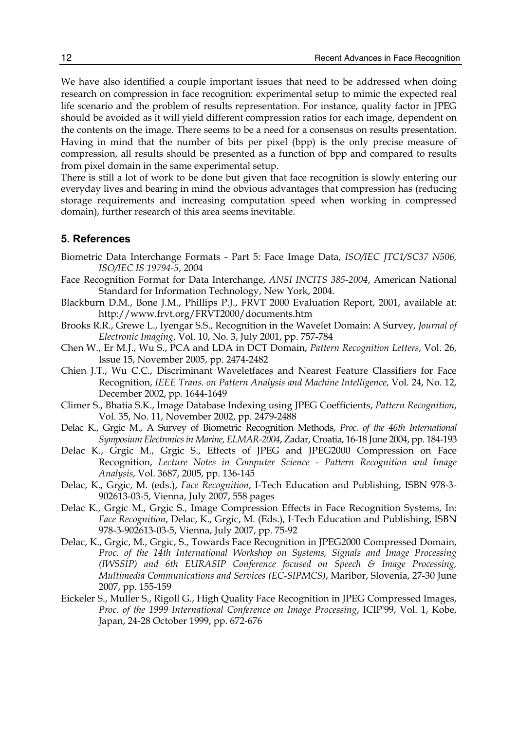We have also identified a couple important issues that need to be addressed when doing research on compression in face recognition: experimental setup to mimic the expected real life scenario and the problem of results representation. For instance, quality factor in JPEG should be avoided as it will yield different compression ratios for each image, dependent on the contents on the image. There seems to be a need for a consensus on results presentation. Having in mind that the number of bits per pixel (bpp) is the only precise measure of compression, all results should be presented as a function of bpp and compared to results from pixel domain in the same experimental setup.

There is still a lot of work to be done but given that face recognition is slowly entering our everyday lives and bearing in mind the obvious advantages that compression has (reducing storage requirements and increasing computation speed when working in compressed domain), further research of this area seems inevitable.

## 5. References

Biometric Data Interchange Formats - Part 5: Face Image Data, *ISO/IEC JTC1/SC37 N506, ISO/IEC IS 19794-5*, 2004

Face Recognition Format for Data Interchange, *ANSI INCITS 385-2004*, American National Standard for Information Technology, New York, 2004.

Blackburn D.M., Bone J.M., Phillips P.J., FRVT 2000 Evaluation Report, 2001, available at: http://www.frvt.org/FRVT2000/documents.htm

Brooks R.R., Grewe L., Iyengar S.S., Recognition in the Wavelet Domain: A Survey, *Journal of Electronic Imaging*, Vol. 10, No. 3, July 2001, pp. 757-784

Chen W., Er M.J., Wu S., PCA and LDA in DCT Domain, *Pattern Recognition Letters*, Vol. 26, Issue 15, November 2005, pp. 2474-2482

Chien J.T., Wu C.C., Discriminant Waveletfaces and Nearest Feature Classifiers for Face Recognition, *IEEE Trans. on Pattern Analysis and Machine Intelligence*, Vol. 24, No. 12, December 2002, pp. 1644-1649

Climer S., Bhatia S.K., Image Database Indexing using JPEG Coefficients, *Pattern Recognition*, Vol. 35, No. 11, November 2002, pp. 2479-2488

Delac K., Grgic M., A Survey of Biometric Recognition Methods, *Proc. of the 46th International Symposium Electronics in Marine, ELMAR-2004*, Zadar, Croatia, 16-18 June 2004, pp. 184-193

Delac K., Grgic M., Grgic S., Effects of JPEG and JPEG2000 Compression on Face Recognition, *Lecture Notes in Computer Science - Pattern Recognition and Image Analysis*, Vol. 3687, 2005, pp. 136-145

Delac, K., Grgic, M. (eds.), *Face Recognition*, I-Tech Education and Publishing, ISBN 978-3-902613-03-5, Vienna, July 2007, 558 pages

Delac K., Grgic M., Grgic S., Image Compression Effects in Face Recognition Systems, In: *Face Recognition*, Delac, K., Grgic, M. (Eds.), I-Tech Education and Publishing, ISBN 978-3-902613-03-5, Vienna, July 2007, pp. 75-92

Delac, K., Grgic, M., Grgic, S., Towards Face Recognition in JPEG2000 Compressed Domain, *Proc. of the 14th International Workshop on Systems, Signals and Image Processing (IWSSIP) and 6th EURASIP Conference focused on Speech & Image Processing, Multimedia Communications and Services (EC-SIPMCS)*, Maribor, Slovenia, 27-30 June 2007, pp. 155-159

Eickeler S., Muller S., Rigoll G., High Quality Face Recognition in JPEG Compressed Images, *Proc. of the 1999 International Conference on Image Processing*, ICIP'99, Vol. 1, Kobe, Japan, 24-28 October 1999, pp. 672-676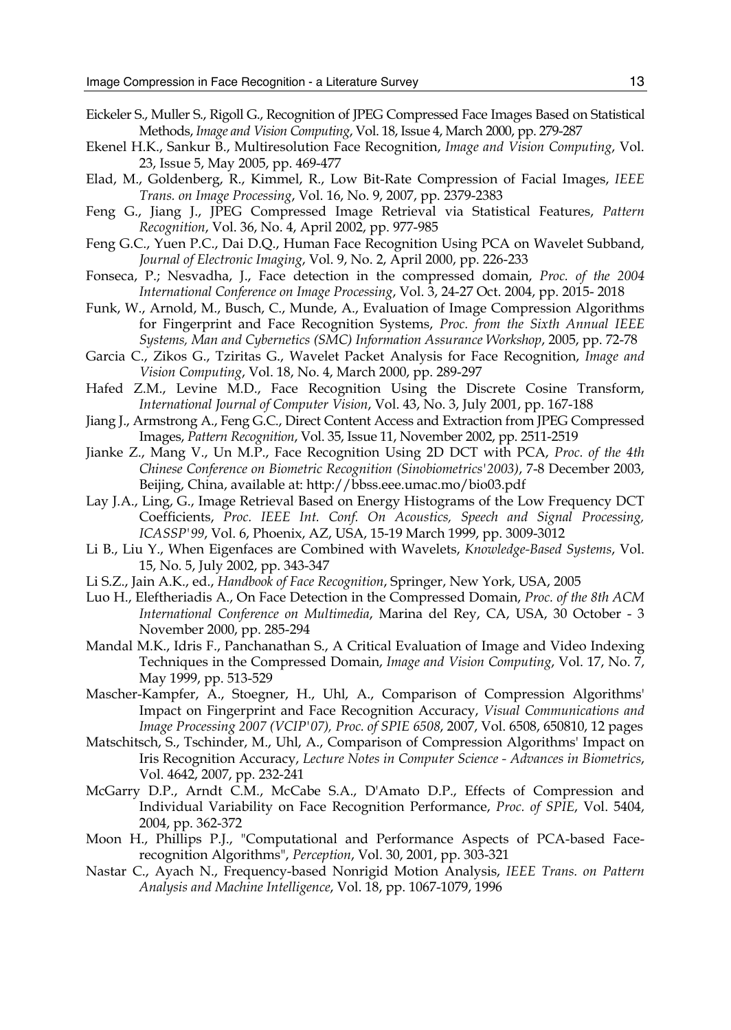Eickeler S., Muller S., Rigoll G., Recognition of JPEG Compressed Face Images Based on Statistical Methods, *Image and Vision Computing*, Vol. 18, Issue 4, March 2000, pp. 279-287

Ekenel H.K., Sankur B., Multiresolution Face Recognition, *Image and Vision Computing*, Vol. 23, Issue 5, May 2005, pp. 469-477

Elad, M., Goldenberg, R., Kimmel, R., Low Bit-Rate Compression of Facial Images, *IEEE Trans. on Image Processing*, Vol. 16, No. 9, 2007, pp. 2379-2383

Feng G., Jiang J., JPEG Compressed Image Retrieval via Statistical Features, *Pattern Recognition*, Vol. 36, No. 4, April 2002, pp. 977-985

Feng G.C., Yuen P.C., Dai D.Q., Human Face Recognition Using PCA on Wavelet Subband, *Journal of Electronic Imaging*, Vol. 9, No. 2, April 2000, pp. 226-233

Fonseca, P.; Nesvadha, J., Face detection in the compressed domain, *Proc. of the 2004 International Conference on Image Processing*, Vol. 3, 24-27 Oct. 2004, pp. 2015- 2018

Funk, W., Arnold, M., Busch, C., Munde, A., Evaluation of Image Compression Algorithms for Fingerprint and Face Recognition Systems, *Proc. from the Sixth Annual IEEE Systems, Man and Cybernetics (SMC) Information Assurance Workshop*, 2005, pp. 72-78

Garcia C., Zikos G., Tziritas G., Wavelet Packet Analysis for Face Recognition, *Image and Vision Computing*, Vol. 18, No. 4, March 2000, pp. 289-297

Hafed Z.M., Levine M.D., Face Recognition Using the Discrete Cosine Transform, *International Journal of Computer Vision*, Vol. 43, No. 3, July 2001, pp. 167-188

Jiang J., Armstrong A., Feng G.C., Direct Content Access and Extraction from JPEG Compressed Images, *Pattern Recognition*, Vol. 35, Issue 11, November 2002, pp. 2511-2519

Jianke Z., Mang V., Un M.P., Face Recognition Using 2D DCT with PCA, *Proc. of the 4th Chinese Conference on Biometric Recognition (Sinobiometrics'2003)*, 7-8 December 2003, Beijing, China, available at: http://bbss.eee.umac.mo/bio03.pdf

Lay J.A., Ling, G., Image Retrieval Based on Energy Histograms of the Low Frequency DCT Coefficients, *Proc. IEEE Int. Conf. On Acoustics, Speech and Signal Processing, ICASSP'99*, Vol. 6, Phoenix, AZ, USA, 15-19 March 1999, pp. 3009-3012

Li B., Liu Y., When Eigenfaces are Combined with Wavelets, *Knowledge-Based Systems*, Vol. 15, No. 5, July 2002, pp. 343-347

Li S.Z., Jain A.K., ed., *Handbook of Face Recognition*, Springer, New York, USA, 2005

Luo H., Eleftheriadis A., On Face Detection in the Compressed Domain, *Proc. of the 8th ACM International Conference on Multimedia*, Marina del Rey, CA, USA, 30 October - 3 November 2000, pp. 285-294

Mandal M.K., Idris F., Panchanathan S., A Critical Evaluation of Image and Video Indexing Techniques in the Compressed Domain, *Image and Vision Computing*, Vol. 17, No. 7, May 1999, pp. 513-529

Mascher-Kampfer, A., Stoegner, H., Uhl, A., Comparison of Compression Algorithms' Impact on Fingerprint and Face Recognition Accuracy, *Visual Communications and Image Processing 2007 (VCIP'07), Proc. of SPIE 6508*, 2007, Vol. 6508, 650810, 12 pages

Matschitsch, S., Tschinder, M., Uhl, A., Comparison of Compression Algorithms' Impact on Iris Recognition Accuracy, *Lecture Notes in Computer Science - Advances in Biometrics*, Vol. 4642, 2007, pp. 232-241

McGarry D.P., Arndt C.M., McCabe S.A., D'Amato D.P., Effects of Compression and Individual Variability on Face Recognition Performance, *Proc. of SPIE*, Vol. 5404, 2004, pp. 362-372

Moon H., Phillips P.J., "Computational and Performance Aspects of PCA-based Face-recognition Algorithms", *Perception*, Vol. 30, 2001, pp. 303-321

Nastar C., Ayach N., Frequency-based Nonrigid Motion Analysis, *IEEE Trans. on Pattern Analysis and Machine Intelligence*, Vol. 18, pp. 1067-1079, 1996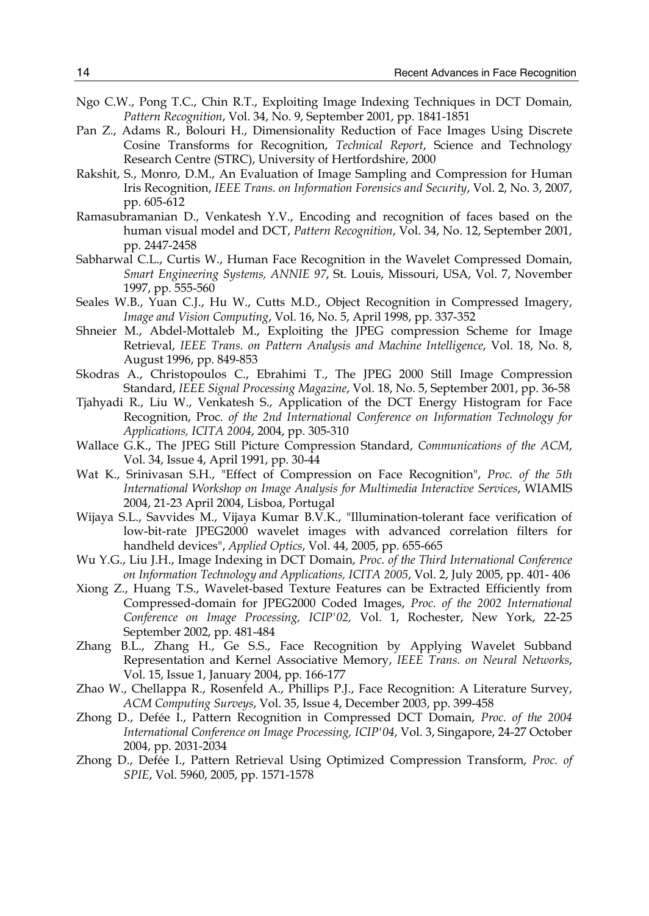Ngo C.W., Pong T.C., Chin R.T., Exploiting Image Indexing Techniques in DCT Domain, *Pattern Recognition*, Vol. 34, No. 9, September 2001, pp. 1841-1851

Pan Z., Adams R., Bolouri H., Dimensionality Reduction of Face Images Using Discrete Cosine Transforms for Recognition, *Technical Report*, Science and Technology Research Centre (STRC), University of Hertfordshire, 2000

Rakshit, S., Monro, D.M., An Evaluation of Image Sampling and Compression for Human Iris Recognition, *IEEE Trans. on Information Forensics and Security*, Vol. 2, No. 3, 2007, pp. 605-612

Ramasubramanian D., Venkatesh Y.V., Encoding and recognition of faces based on the human visual model and DCT, *Pattern Recognition*, Vol. 34, No. 12, September 2001, pp. 2447-2458

Sabharwal C.L., Curtis W., Human Face Recognition in the Wavelet Compressed Domain, *Smart Engineering Systems, ANNIE 97*, St. Louis, Missouri, USA, Vol. 7, November 1997, pp. 555-560

Seales W.B., Yuan C.J., Hu W., Cutts M.D., Object Recognition in Compressed Imagery, *Image and Vision Computing*, Vol. 16, No. 5, April 1998, pp. 337-352

Shneier M., Abdel-Mottaleb M., Exploiting the JPEG compression Scheme for Image Retrieval, *IEEE Trans. on Pattern Analysis and Machine Intelligence*, Vol. 18, No. 8, August 1996, pp. 849-853

Skodras A., Christopoulos C., Ebrahimi T., The JPEG 2000 Still Image Compression Standard, *IEEE Signal Processing Magazine*, Vol. 18, No. 5, September 2001, pp. 36-58

Tjahyadi R., Liu W., Venkatesh S., Application of the DCT Energy Histogram for Face Recognition, Proc. *of the 2nd International Conference on Information Technology for Applications, ICITA 2004*, 2004, pp. 305-310

Wallace G.K., The JPEG Still Picture Compression Standard, *Communications of the ACM*, Vol. 34, Issue 4, April 1991, pp. 30-44

Wat K., Srinivasan S.H., "Effect of Compression on Face Recognition", *Proc. of the 5th International Workshop on Image Analysis for Multimedia Interactive Services*, WIAMIS 2004, 21-23 April 2004, Lisboa, Portugal

Wijaya S.L., Savvides M., Vijaya Kumar B.V.K., "Illumination-tolerant face verification of low-bit-rate JPEG2000 wavelet images with advanced correlation filters for handheld devices", *Applied Optics*, Vol. 44, 2005, pp. 655-665

Wu Y.G., Liu J.H., Image Indexing in DCT Domain, *Proc. of the Third International Conference on Information Technology and Applications, ICITA 2005*, Vol. 2, July 2005, pp. 401- 406

Xiong Z., Huang T.S., Wavelet-based Texture Features can be Extracted Efficiently from Compressed-domain for JPEG2000 Coded Images, *Proc. of the 2002 International Conference on Image Processing, ICIP'02,* Vol. 1, Rochester, New York, 22-25 September 2002, pp. 481-484

Zhang B.L., Zhang H., Ge S.S., Face Recognition by Applying Wavelet Subband Representation and Kernel Associative Memory, *IEEE Trans. on Neural Networks*, Vol. 15, Issue 1, January 2004, pp. 166-177

Zhao W., Chellappa R., Rosenfeld A., Phillips P.J., Face Recognition: A Literature Survey, *ACM Computing Surveys*, Vol. 35, Issue 4, December 2003, pp. 399-458

Zhong D., Defée I., Pattern Recognition in Compressed DCT Domain, *Proc. of the 2004 International Conference on Image Processing, ICIP'04*, Vol. 3, Singapore, 24-27 October 2004, pp. 2031-2034

Zhong D., Defée I., Pattern Retrieval Using Optimized Compression Transform, *Proc. of SPIE*, Vol. 5960, 2005, pp. 1571-1578